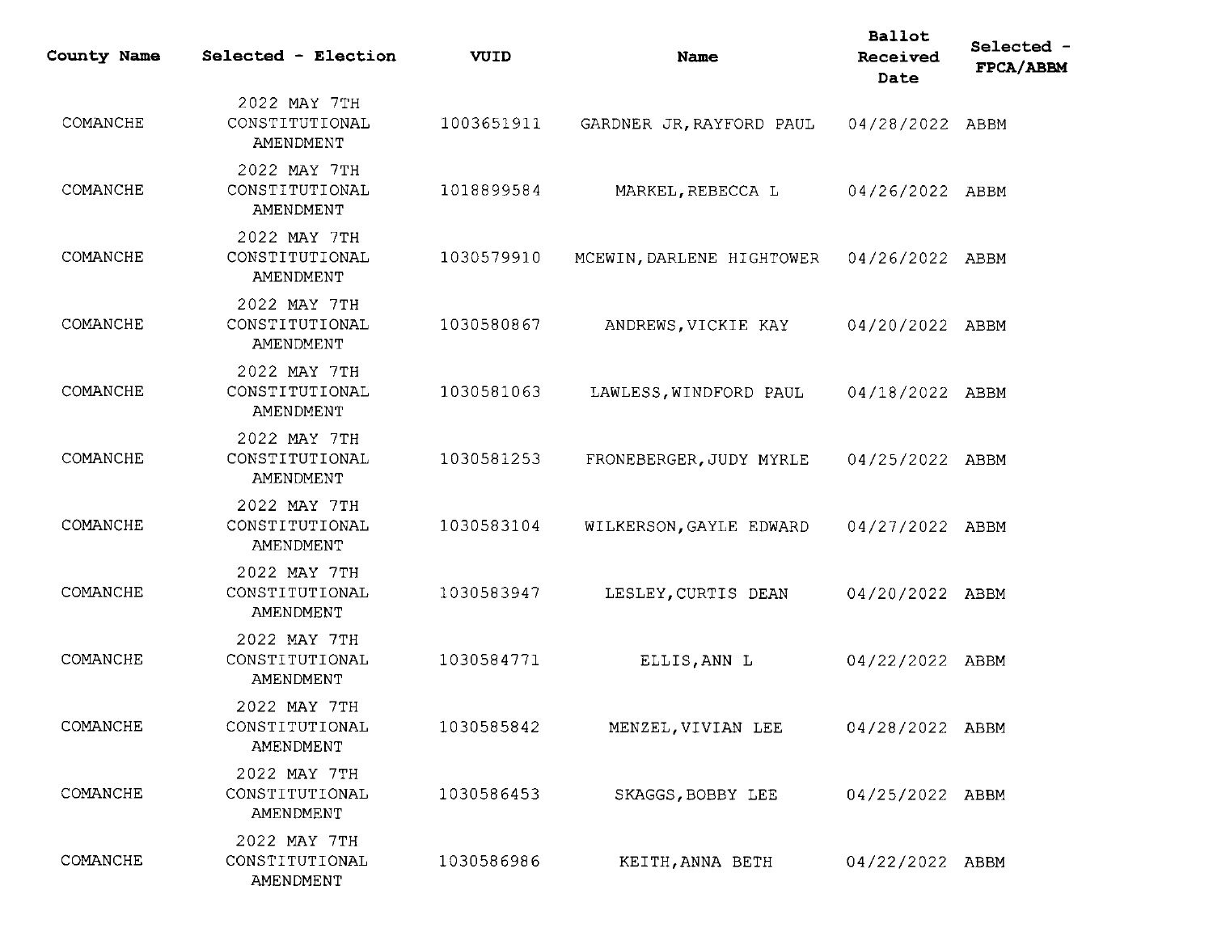| County Name | Selected - Election | VUID | Name | Ballot Received Date | Selected - FPCA/ABBM |
|---|---|---|---|---|---|
| COMANCHE | 2022 MAY 7TH CONSTITUTIONAL AMENDMENT | 1003651911 | GARDNER JR,RAYFORD PAUL | 04/28/2022 | ABBM |
| COMANCHE | 2022 MAY 7TH CONSTITUTIONAL AMENDMENT | 1018899584 | MARKEL,REBECCA L | 04/26/2022 | ABBM |
| COMANCHE | 2022 MAY 7TH CONSTITUTIONAL AMENDMENT | 1030579910 | MCEWIN,DARLENE HIGHTOWER | 04/26/2022 | ABBM |
| COMANCHE | 2022 MAY 7TH CONSTITUTIONAL AMENDMENT | 1030580867 | ANDREWS,VICKIE KAY | 04/20/2022 | ABBM |
| COMANCHE | 2022 MAY 7TH CONSTITUTIONAL AMENDMENT | 1030581063 | LAWLESS,WINDFORD PAUL | 04/18/2022 | ABBM |
| COMANCHE | 2022 MAY 7TH CONSTITUTIONAL AMENDMENT | 1030581253 | FRONEBERGER,JUDY MYRLE | 04/25/2022 | ABBM |
| COMANCHE | 2022 MAY 7TH CONSTITUTIONAL AMENDMENT | 1030583104 | WILKERSON,GAYLE EDWARD | 04/27/2022 | ABBM |
| COMANCHE | 2022 MAY 7TH CONSTITUTIONAL AMENDMENT | 1030583947 | LESLEY,CURTIS DEAN | 04/20/2022 | ABBM |
| COMANCHE | 2022 MAY 7TH CONSTITUTIONAL AMENDMENT | 1030584771 | ELLIS,ANN L | 04/22/2022 | ABBM |
| COMANCHE | 2022 MAY 7TH CONSTITUTIONAL AMENDMENT | 1030585842 | MENZEL,VIVIAN LEE | 04/28/2022 | ABBM |
| COMANCHE | 2022 MAY 7TH CONSTITUTIONAL AMENDMENT | 1030586453 | SKAGGS,BOBBY LEE | 04/25/2022 | ABBM |
| COMANCHE | 2022 MAY 7TH CONSTITUTIONAL AMENDMENT | 1030586986 | KEITH,ANNA BETH | 04/22/2022 | ABBM |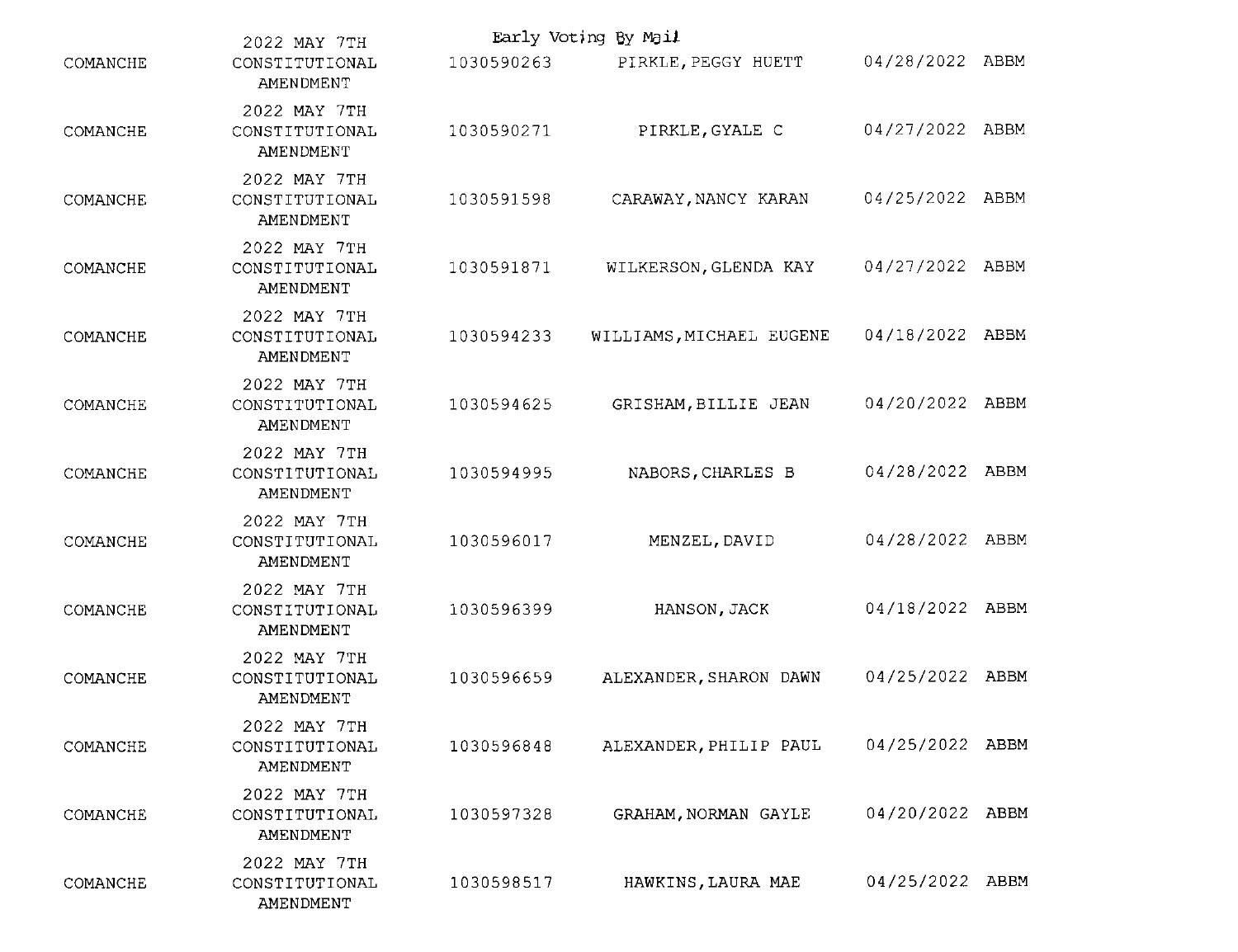Early Voting By Mail

| | | | | | |
|---|---|---|---|---|---|
| COMANCHE | 2022 MAY 7TH CONSTITUTIONAL AMENDMENT | 1030590263 | PIRKLE, PEGGY HUETT | 04/28/2022 | ABBM |
| COMANCHE | 2022 MAY 7TH CONSTITUTIONAL AMENDMENT | 1030590271 | PIRKLE, GYALE C | 04/27/2022 | ABBM |
| COMANCHE | 2022 MAY 7TH CONSTITUTIONAL AMENDMENT | 1030591598 | CARAWAY, NANCY KARAN | 04/25/2022 | ABBM |
| COMANCHE | 2022 MAY 7TH CONSTITUTIONAL AMENDMENT | 1030591871 | WILKERSON, GLENDA KAY | 04/27/2022 | ABBM |
| COMANCHE | 2022 MAY 7TH CONSTITUTIONAL AMENDMENT | 1030594233 | WILLIAMS, MICHAEL EUGENE | 04/18/2022 | ABBM |
| COMANCHE | 2022 MAY 7TH CONSTITUTIONAL AMENDMENT | 1030594625 | GRISHAM, BILLIE JEAN | 04/20/2022 | ABBM |
| COMANCHE | 2022 MAY 7TH CONSTITUTIONAL AMENDMENT | 1030594995 | NABORS, CHARLES B | 04/28/2022 | ABBM |
| COMANCHE | 2022 MAY 7TH CONSTITUTIONAL AMENDMENT | 1030596017 | MENZEL, DAVID | 04/28/2022 | ABBM |
| COMANCHE | 2022 MAY 7TH CONSTITUTIONAL AMENDMENT | 1030596399 | HANSON, JACK | 04/18/2022 | ABBM |
| COMANCHE | 2022 MAY 7TH CONSTITUTIONAL AMENDMENT | 1030596659 | ALEXANDER, SHARON DAWN | 04/25/2022 | ABBM |
| COMANCHE | 2022 MAY 7TH CONSTITUTIONAL AMENDMENT | 1030596848 | ALEXANDER, PHILIP PAUL | 04/25/2022 | ABBM |
| COMANCHE | 2022 MAY 7TH CONSTITUTIONAL AMENDMENT | 1030597328 | GRAHAM, NORMAN GAYLE | 04/20/2022 | ABBM |
| COMANCHE | 2022 MAY 7TH CONSTITUTIONAL AMENDMENT | 1030598517 | HAWKINS, LAURA MAE | 04/25/2022 | ABBM |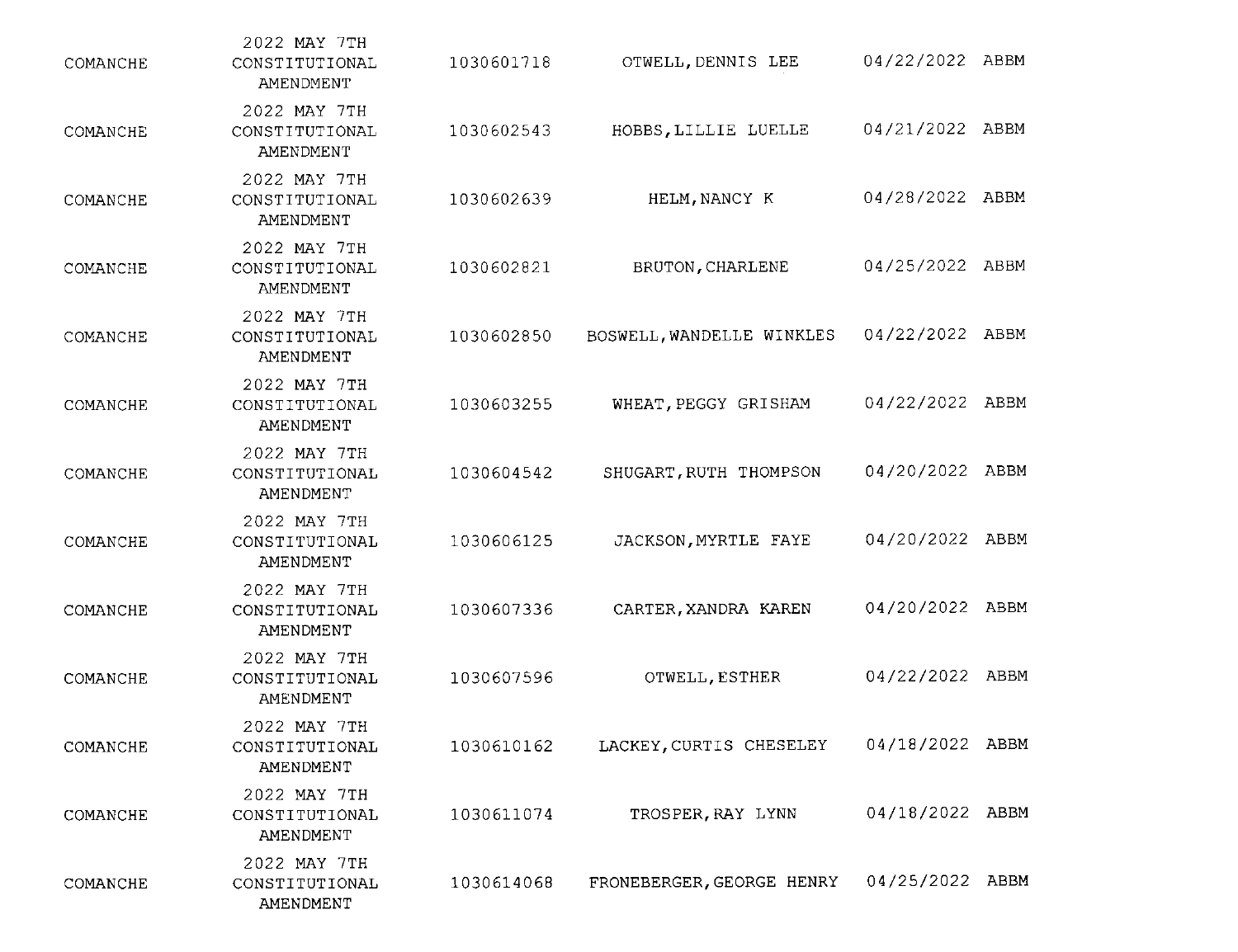| | | | | | |
|---|---|---|---|---|---|
| COMANCHE | 2022 MAY 7TH CONSTITUTIONAL AMENDMENT | 1030601718 | OTWELL,DENNIS LEE | 04/22/2022 | ABBM |
| COMANCHE | 2022 MAY 7TH CONSTITUTIONAL AMENDMENT | 1030602543 | HOBBS,LILLIE LUELLE | 04/21/2022 | ABBM |
| COMANCHE | 2022 MAY 7TH CONSTITUTIONAL AMENDMENT | 1030602639 | HELM,NANCY K | 04/28/2022 | ABBM |
| COMANCHE | 2022 MAY 7TH CONSTITUTIONAL AMENDMENT | 1030602821 | BRUTON,CHARLENE | 04/25/2022 | ABBM |
| COMANCHE | 2022 MAY 7TH CONSTITUTIONAL AMENDMENT | 1030602850 | BOSWELL,WANDELLE WINKLES | 04/22/2022 | ABBM |
| COMANCHE | 2022 MAY 7TH CONSTITUTIONAL AMENDMENT | 1030603255 | WHEAT,PEGGY GRISHAM | 04/22/2022 | ABBM |
| COMANCHE | 2022 MAY 7TH CONSTITUTIONAL AMENDMENT | 1030604542 | SHUGART,RUTH THOMPSON | 04/20/2022 | ABBM |
| COMANCHE | 2022 MAY 7TH CONSTITUTIONAL AMENDMENT | 1030606125 | JACKSON,MYRTLE FAYE | 04/20/2022 | ABBM |
| COMANCHE | 2022 MAY 7TH CONSTITUTIONAL AMENDMENT | 1030607336 | CARTER,XANDRA KAREN | 04/20/2022 | ABBM |
| COMANCHE | 2022 MAY 7TH CONSTITUTIONAL AMENDMENT | 1030607596 | OTWELL,ESTHER | 04/22/2022 | ABBM |
| COMANCHE | 2022 MAY 7TH CONSTITUTIONAL AMENDMENT | 1030610162 | LACKEY,CURTIS CHESELEY | 04/18/2022 | ABBM |
| COMANCHE | 2022 MAY 7TH CONSTITUTIONAL AMENDMENT | 1030611074 | TROSPER,RAY LYNN | 04/18/2022 | ABBM |
| COMANCHE | 2022 MAY 7TH CONSTITUTIONAL AMENDMENT | 1030614068 | FRONEBERGER,GEORGE HENRY | 04/25/2022 | ABBM |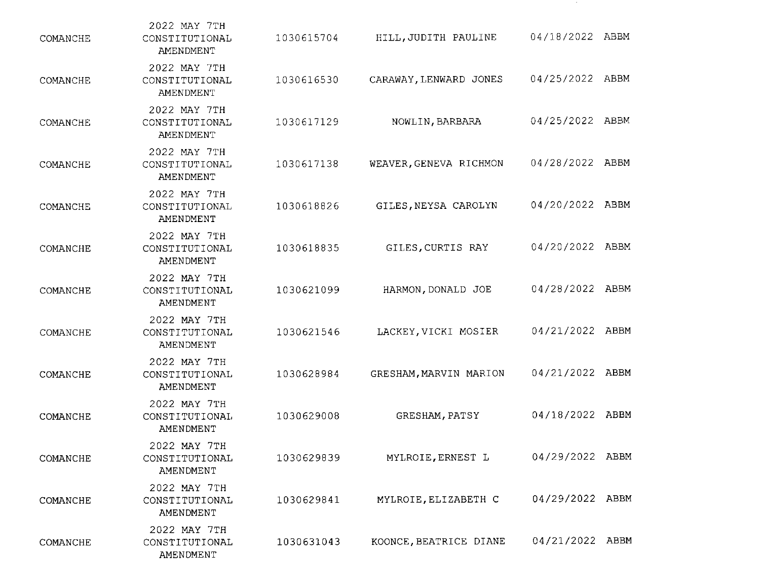| | | | | | |
|---|---|---|---|---|---|
| COMANCHE | 2022 MAY 7TH CONSTITUTIONAL AMENDMENT | 1030615704 | HILL,JUDITH PAULINE | 04/18/2022 | ABBM |
| COMANCHE | 2022 MAY 7TH CONSTITUTIONAL AMENDMENT | 1030616530 | CARAWAY,LENWARD JONES | 04/25/2022 | ABBM |
| COMANCHE | 2022 MAY 7TH CONSTITUTIONAL AMENDMENT | 1030617129 | NOWLIN,BARBARA | 04/25/2022 | ABBM |
| COMANCHE | 2022 MAY 7TH CONSTITUTIONAL AMENDMENT | 1030617138 | WEAVER,GENEVA RICHMON | 04/28/2022 | ABBM |
| COMANCHE | 2022 MAY 7TH CONSTITUTIONAL AMENDMENT | 1030618826 | GILES,NEYSA CAROLYN | 04/20/2022 | ABBM |
| COMANCHE | 2022 MAY 7TH CONSTITUTIONAL AMENDMENT | 1030618835 | GILES,CURTIS RAY | 04/20/2022 | ABBM |
| COMANCHE | 2022 MAY 7TH CONSTITUTIONAL AMENDMENT | 1030621099 | HARMON,DONALD JOE | 04/28/2022 | ABBM |
| COMANCHE | 2022 MAY 7TH CONSTITUTIONAL AMENDMENT | 1030621546 | LACKEY,VICKI MOSIER | 04/21/2022 | ABBM |
| COMANCHE | 2022 MAY 7TH CONSTITUTIONAL AMENDMENT | 1030628984 | GRESHAM,MARVIN MARION | 04/21/2022 | ABBM |
| COMANCHE | 2022 MAY 7TH CONSTITUTIONAL AMENDMENT | 1030629008 | GRESHAM,PATSY | 04/18/2022 | ABBM |
| COMANCHE | 2022 MAY 7TH CONSTITUTIONAL AMENDMENT | 1030629839 | MYLROIE,ERNEST L | 04/29/2022 | ABBM |
| COMANCHE | 2022 MAY 7TH CONSTITUTIONAL AMENDMENT | 1030629841 | MYLROIE,ELIZABETH C | 04/29/2022 | ABBM |
| COMANCHE | 2022 MAY 7TH CONSTITUTIONAL AMENDMENT | 1030631043 | KOONCE,BEATRICE DIANE | 04/21/2022 | ABBM |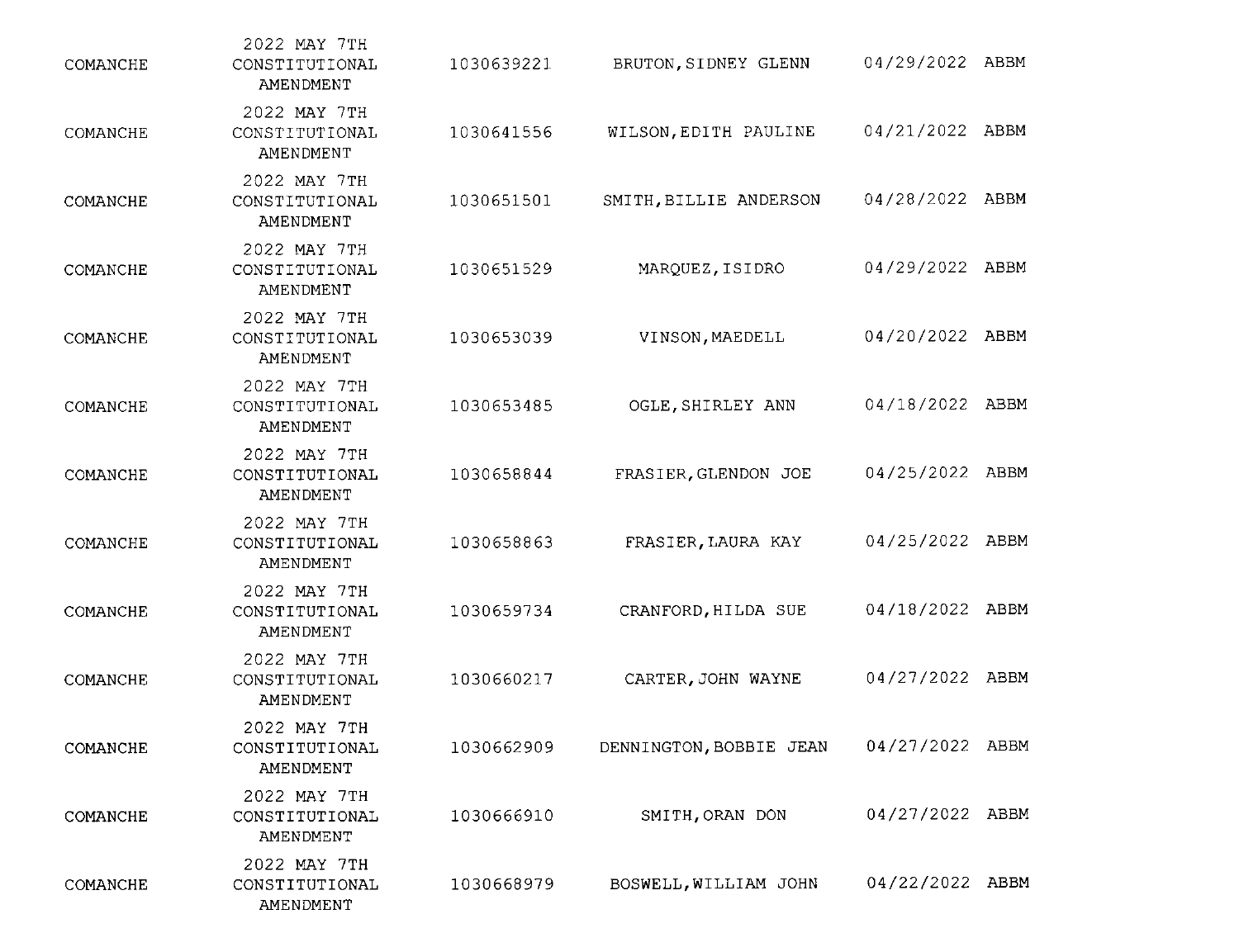| | | | | | |
|---|---|---|---|---|---|
| COMANCHE | 2022 MAY 7TH CONSTITUTIONAL AMENDMENT | 1030639221 | BRUTON,SIDNEY GLENN | 04/29/2022 | ABBM |
| COMANCHE | 2022 MAY 7TH CONSTITUTIONAL AMENDMENT | 1030641556 | WILSON,EDITH PAULINE | 04/21/2022 | ABBM |
| COMANCHE | 2022 MAY 7TH CONSTITUTIONAL AMENDMENT | 1030651501 | SMITH,BILLIE ANDERSON | 04/28/2022 | ABBM |
| COMANCHE | 2022 MAY 7TH CONSTITUTIONAL AMENDMENT | 1030651529 | MARQUEZ,ISIDRO | 04/29/2022 | ABBM |
| COMANCHE | 2022 MAY 7TH CONSTITUTIONAL AMENDMENT | 1030653039 | VINSON,MAEDELL | 04/20/2022 | ABBM |
| COMANCHE | 2022 MAY 7TH CONSTITUTIONAL AMENDMENT | 1030653485 | OGLE,SHIRLEY ANN | 04/18/2022 | ABBM |
| COMANCHE | 2022 MAY 7TH CONSTITUTIONAL AMENDMENT | 1030658844 | FRASIER,GLENDON JOE | 04/25/2022 | ABBM |
| COMANCHE | 2022 MAY 7TH CONSTITUTIONAL AMENDMENT | 1030658863 | FRASIER,LAURA KAY | 04/25/2022 | ABBM |
| COMANCHE | 2022 MAY 7TH CONSTITUTIONAL AMENDMENT | 1030659734 | CRANFORD,HILDA SUE | 04/18/2022 | ABBM |
| COMANCHE | 2022 MAY 7TH CONSTITUTIONAL AMENDMENT | 1030660217 | CARTER,JOHN WAYNE | 04/27/2022 | ABBM |
| COMANCHE | 2022 MAY 7TH CONSTITUTIONAL AMENDMENT | 1030662909 | DENNINGTON,BOBBIE JEAN | 04/27/2022 | ABBM |
| COMANCHE | 2022 MAY 7TH CONSTITUTIONAL AMENDMENT | 1030666910 | SMITH,ORAN DON | 04/27/2022 | ABBM |
| COMANCHE | 2022 MAY 7TH CONSTITUTIONAL AMENDMENT | 1030668979 | BOSWELL,WILLIAM JOHN | 04/22/2022 | ABBM |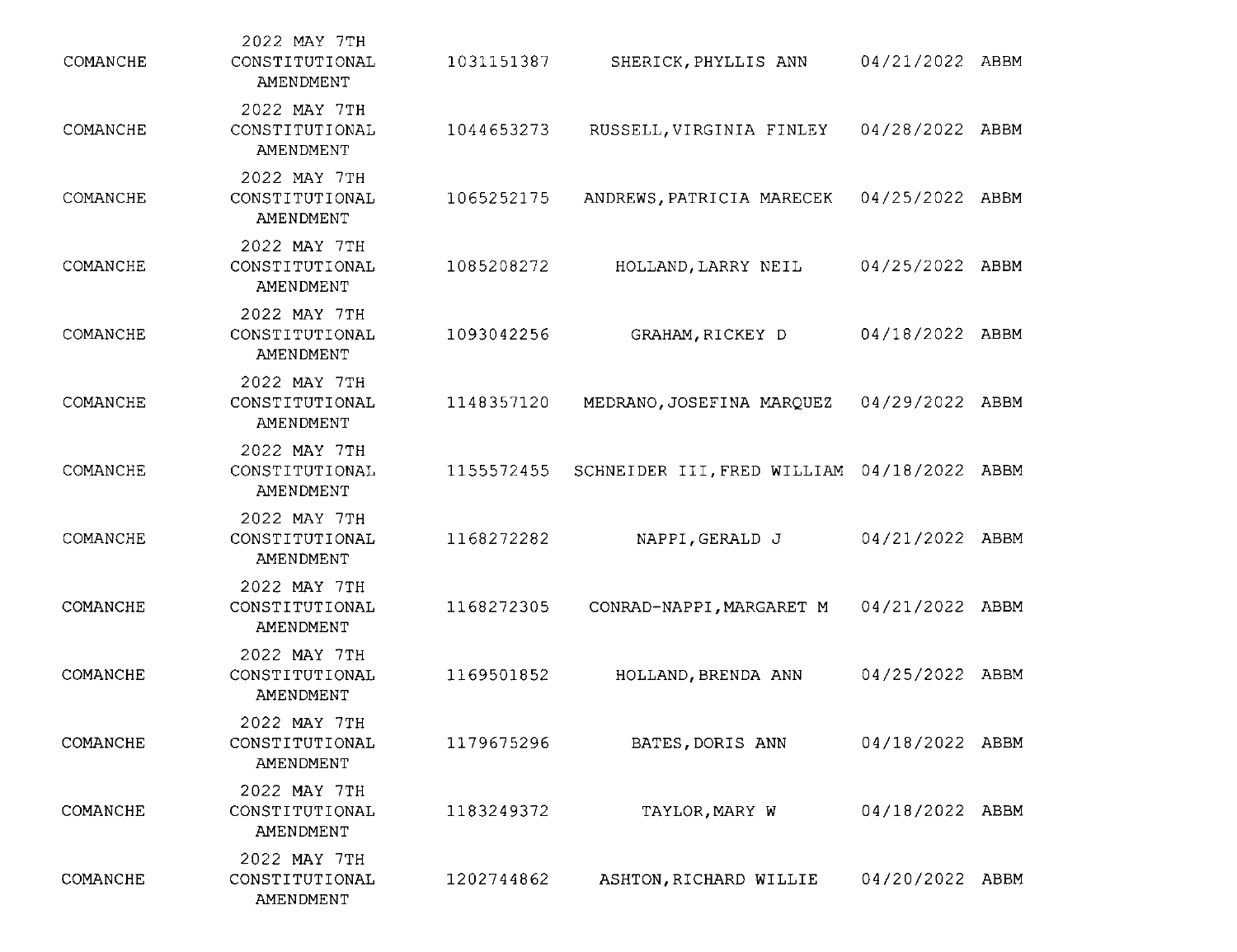| | | | | | |
|---|---|---|---|---|---|
| COMANCHE | 2022 MAY 7TH CONSTITUTIONAL AMENDMENT | 1031151387 | SHERICK,PHYLLIS ANN | 04/21/2022 | ABBM |
| COMANCHE | 2022 MAY 7TH CONSTITUTIONAL AMENDMENT | 1044653273 | RUSSELL,VIRGINIA FINLEY | 04/28/2022 | ABBM |
| COMANCHE | 2022 MAY 7TH CONSTITUTIONAL AMENDMENT | 1065252175 | ANDREWS,PATRICIA MARECEK | 04/25/2022 | ABBM |
| COMANCHE | 2022 MAY 7TH CONSTITUTIONAL AMENDMENT | 1085208272 | HOLLAND,LARRY NEIL | 04/25/2022 | ABBM |
| COMANCHE | 2022 MAY 7TH CONSTITUTIONAL AMENDMENT | 1093042256 | GRAHAM,RICKEY D | 04/18/2022 | ABBM |
| COMANCHE | 2022 MAY 7TH CONSTITUTIONAL AMENDMENT | 1148357120 | MEDRANO,JOSEFINA MARQUEZ | 04/29/2022 | ABBM |
| COMANCHE | 2022 MAY 7TH CONSTITUTIONAL AMENDMENT | 1155572455 | SCHNEIDER III,FRED WILLIAM | 04/18/2022 | ABBM |
| COMANCHE | 2022 MAY 7TH CONSTITUTIONAL AMENDMENT | 1168272282 | NAPPI,GERALD J | 04/21/2022 | ABBM |
| COMANCHE | 2022 MAY 7TH CONSTITUTIONAL AMENDMENT | 1168272305 | CONRAD-NAPPI,MARGARET M | 04/21/2022 | ABBM |
| COMANCHE | 2022 MAY 7TH CONSTITUTIONAL AMENDMENT | 1169501852 | HOLLAND,BRENDA ANN | 04/25/2022 | ABBM |
| COMANCHE | 2022 MAY 7TH CONSTITUTIONAL AMENDMENT | 1179675296 | BATES,DORIS ANN | 04/18/2022 | ABBM |
| COMANCHE | 2022 MAY 7TH CONSTITUTIONAL AMENDMENT | 1183249372 | TAYLOR,MARY W | 04/18/2022 | ABBM |
| COMANCHE | 2022 MAY 7TH CONSTITUTIONAL AMENDMENT | 1202744862 | ASHTON,RICHARD WILLIE | 04/20/2022 | ABBM |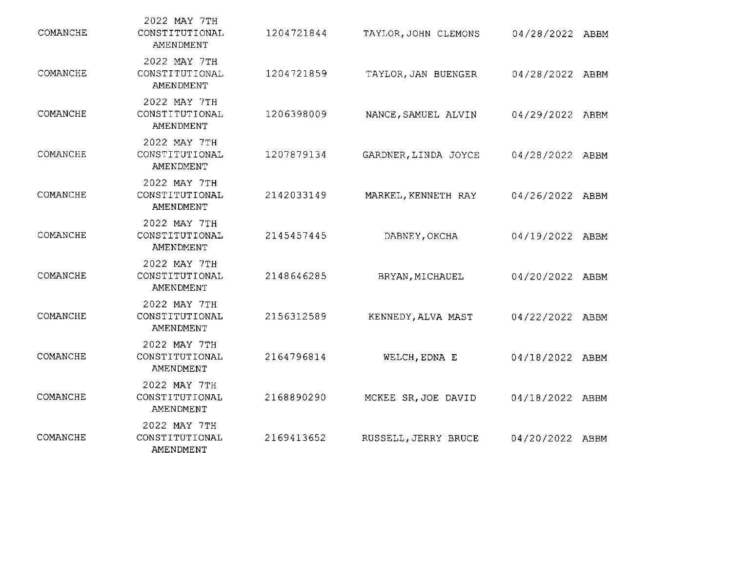| | | | | | |
|---|---|---|---|---|---|
| COMANCHE | 2022 MAY 7TH CONSTITUTIONAL AMENDMENT | 1204721844 | TAYLOR,JOHN CLEMONS | 04/28/2022 | ABBM |
| COMANCHE | 2022 MAY 7TH CONSTITUTIONAL AMENDMENT | 1204721859 | TAYLOR,JAN BUENGER | 04/28/2022 | ABBM |
| COMANCHE | 2022 MAY 7TH CONSTITUTIONAL AMENDMENT | 1206398009 | NANCE,SAMUEL ALVIN | 04/29/2022 | ABBM |
| COMANCHE | 2022 MAY 7TH CONSTITUTIONAL AMENDMENT | 1207879134 | GARDNER,LINDA JOYCE | 04/28/2022 | ABBM |
| COMANCHE | 2022 MAY 7TH CONSTITUTIONAL AMENDMENT | 2142033149 | MARKEL,KENNETH RAY | 04/26/2022 | ABBM |
| COMANCHE | 2022 MAY 7TH CONSTITUTIONAL AMENDMENT | 2145457445 | DABNEY,OKCHA | 04/19/2022 | ABBM |
| COMANCHE | 2022 MAY 7TH CONSTITUTIONAL AMENDMENT | 2148646285 | BRYAN,MICHAUEL | 04/20/2022 | ABBM |
| COMANCHE | 2022 MAY 7TH CONSTITUTIONAL AMENDMENT | 2156312589 | KENNEDY,ALVA MAST | 04/22/2022 | ABBM |
| COMANCHE | 2022 MAY 7TH CONSTITUTIONAL AMENDMENT | 2164796814 | WELCH,EDNA E | 04/18/2022 | ABBM |
| COMANCHE | 2022 MAY 7TH CONSTITUTIONAL AMENDMENT | 2168890290 | MCKEE SR,JOE DAVID | 04/18/2022 | ABBM |
| COMANCHE | 2022 MAY 7TH CONSTITUTIONAL AMENDMENT | 2169413652 | RUSSELL,JERRY BRUCE | 04/20/2022 | ABBM |